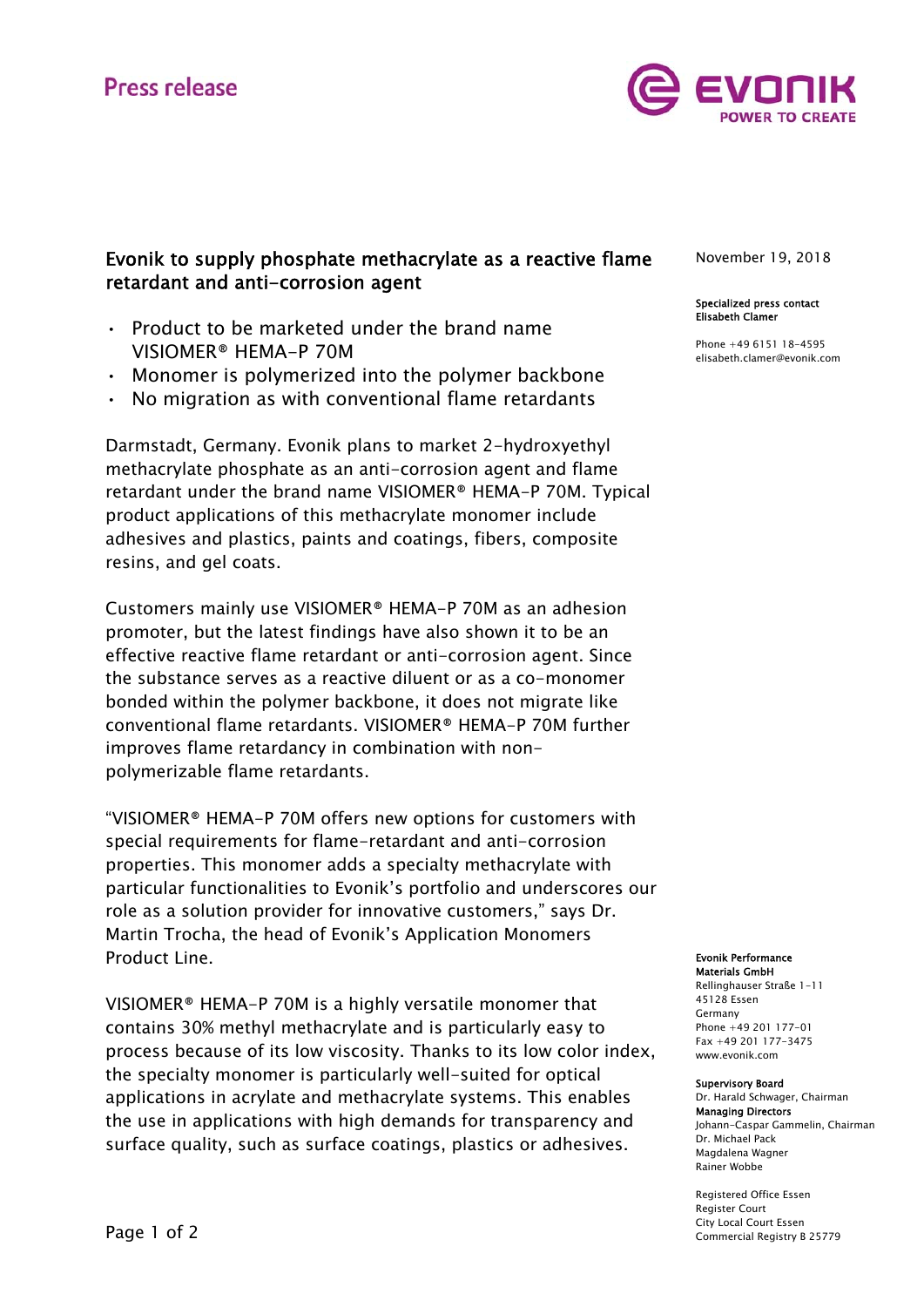# Press release

## Evonik to supply phosphate methacrylate as a reactive flame retardant and anti-corrosion agent

- Product to be marketed under the brand name VISIOMER® HEMA-P 70M
- Monomer is polymerized into the polymer backbone
- No migration as with conventional flame retardants

Darmstadt, Germany. Evonik plans to market 2-hydroxyethyl methacrylate phosphate as an anti-corrosion agent and flame retardant under the brand name VISIOMER® HEMA-P 70M. Typical product applications of this methacrylate monomer include adhesives and plastics, paints and coatings, fibers, composite resins, and gel coats.

Customers mainly use VISIOMER® HEMA-P 70M as an adhesion promoter, but the latest findings have also shown it to be an effective reactive flame retardant or anti-corrosion agent. Since the substance serves as a reactive diluent or as a co-monomer bonded within the polymer backbone, it does not migrate like conventional flame retardants. VISIOMER® HEMA-P 70M further improves flame retardancy in combination with non-polymerizable flame retardants.

"VISIOMER® HEMA-P 70M offers new options for customers with special requirements for flame-retardant and anti-corrosion properties. This monomer adds a specialty methacrylate with particular functionalities to Evonik's portfolio and underscores our role as a solution provider for innovative customers," says Dr. Martin Trocha, the head of Evonik's Application Monomers Product Line.

VISIOMER® HEMA-P 70M is a highly versatile monomer that contains 30% methyl methacrylate and is particularly easy to process because of its low viscosity. Thanks to its low color index, the specialty monomer is particularly well-suited for optical applications in acrylate and methacrylate systems. This enables the use in applications with high demands for transparency and surface quality, such as surface coatings, plastics or adhesives.

November 19, 2018

**Specialized press contact**
**Elisabeth Clamer**

Phone +49 6151 18-4595
elisabeth.clamer@evonik.com

**Evonik Performance Materials GmbH**
Rellinghauser Straße 1-11
45128 Essen
Germany
Phone +49 201 177-01
Fax +49 201 177-3475
www.evonik.com

**Supervisory Board**
Dr. Harald Schwager, Chairman
**Managing Directors**
Johann-Caspar Gammelin, Chairman
Dr. Michael Pack
Magdalena Wagner
Rainer Wobbe

Registered Office Essen
Register Court
City Local Court Essen
Commercial Registry B 25779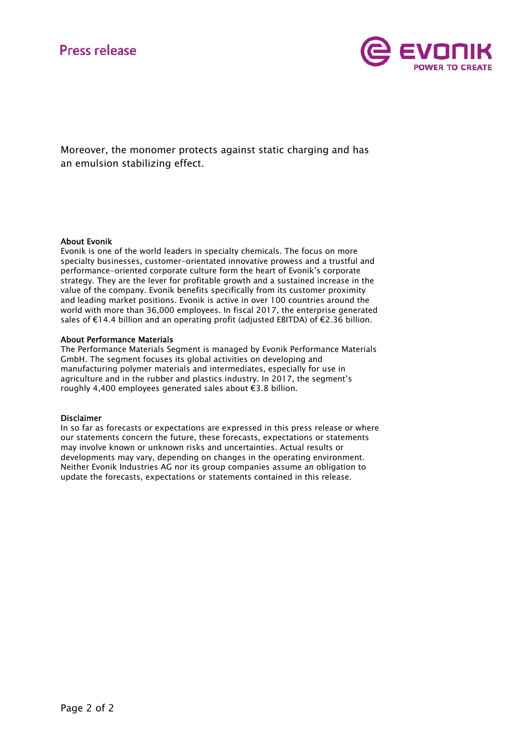Moreover, the monomer protects against static charging and has an emulsion stabilizing effect.

**About Evonik**

Evonik is one of the world leaders in specialty chemicals. The focus on more specialty businesses, customer-orientated innovative prowess and a trustful and performance-oriented corporate culture form the heart of Evonik's corporate strategy. They are the lever for profitable growth and a sustained increase in the value of the company. Evonik benefits specifically from its customer proximity and leading market positions. Evonik is active in over 100 countries around the world with more than 36,000 employees. In fiscal 2017, the enterprise generated sales of €14.4 billion and an operating profit (adjusted EBITDA) of €2.36 billion.

**About Performance Materials**

The Performance Materials Segment is managed by Evonik Performance Materials GmbH. The segment focuses its global activities on developing and manufacturing polymer materials and intermediates, especially for use in agriculture and in the rubber and plastics industry. In 2017, the segment's roughly 4,400 employees generated sales about €3.8 billion.

**Disclaimer**

In so far as forecasts or expectations are expressed in this press release or where our statements concern the future, these forecasts, expectations or statements may involve known or unknown risks and uncertainties. Actual results or developments may vary, depending on changes in the operating environment. Neither Evonik Industries AG nor its group companies assume an obligation to update the forecasts, expectations or statements contained in this release.